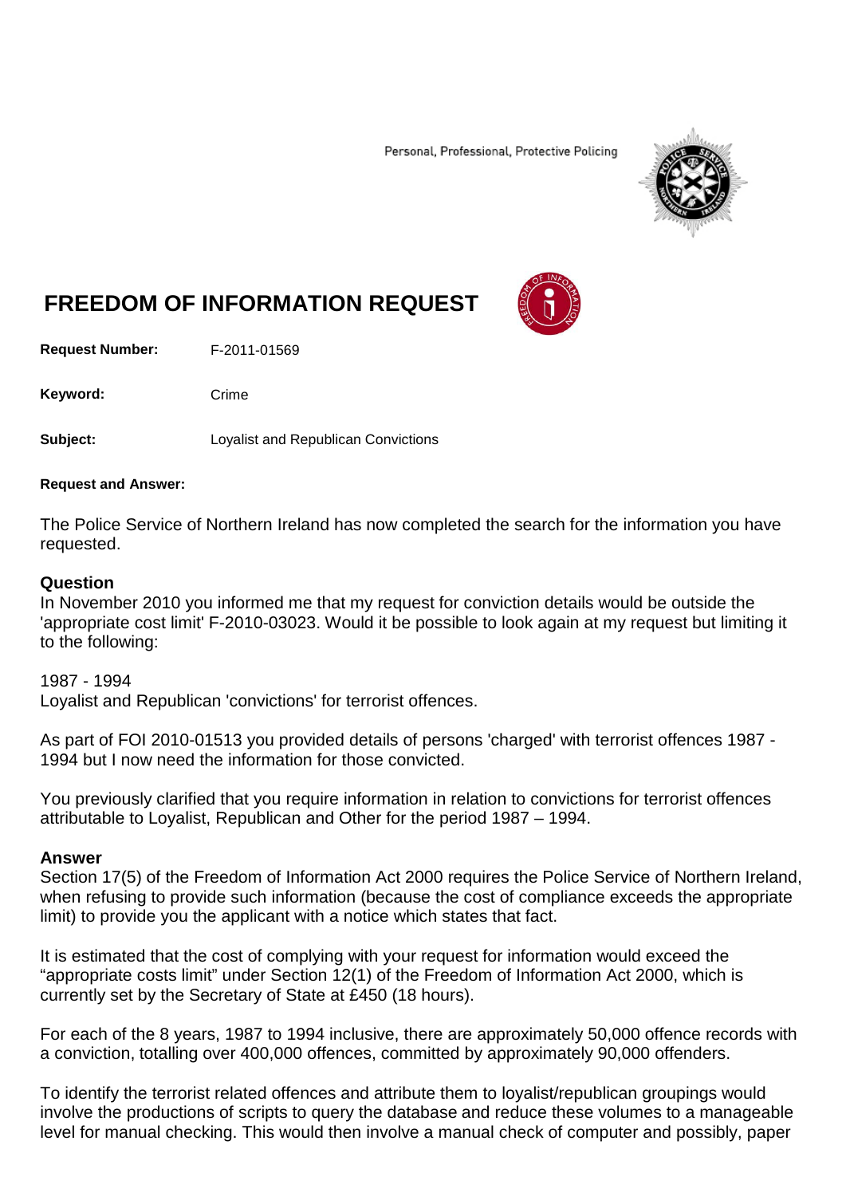Personal, Professional, Protective Policing

# FREEDOM OF INFORMATION REQUEST

**Request Number:** F-2011-01569

**Keyword:** Crime

**Subject:** Loyalist and Republican Convictions

**Request and Answer:**

The Police Service of Northern Ireland has now completed the search for the information you have requested.

### Question

In November 2010 you informed me that my request for conviction details would be outside the 'appropriate cost limit' F-2010-03023. Would it be possible to look again at my request but limiting it to the following:

1987 - 1994
Loyalist and Republican 'convictions' for terrorist offences.

As part of FOI 2010-01513 you provided details of persons 'charged' with terrorist offences 1987 - 1994 but I now need the information for those convicted.

You previously clarified that you require information in relation to convictions for terrorist offences attributable to Loyalist, Republican and Other for the period 1987 – 1994.

### Answer

Section 17(5) of the Freedom of Information Act 2000 requires the Police Service of Northern Ireland, when refusing to provide such information (because the cost of compliance exceeds the appropriate limit) to provide you the applicant with a notice which states that fact.

It is estimated that the cost of complying with your request for information would exceed the "appropriate costs limit" under Section 12(1) of the Freedom of Information Act 2000, which is currently set by the Secretary of State at £450 (18 hours).

For each of the 8 years, 1987 to 1994 inclusive, there are approximately 50,000 offence records with a conviction, totalling over 400,000 offences, committed by approximately 90,000 offenders.

To identify the terrorist related offences and attribute them to loyalist/republican groupings would involve the productions of scripts to query the database and reduce these volumes to a manageable level for manual checking. This would then involve a manual check of computer and possibly, paper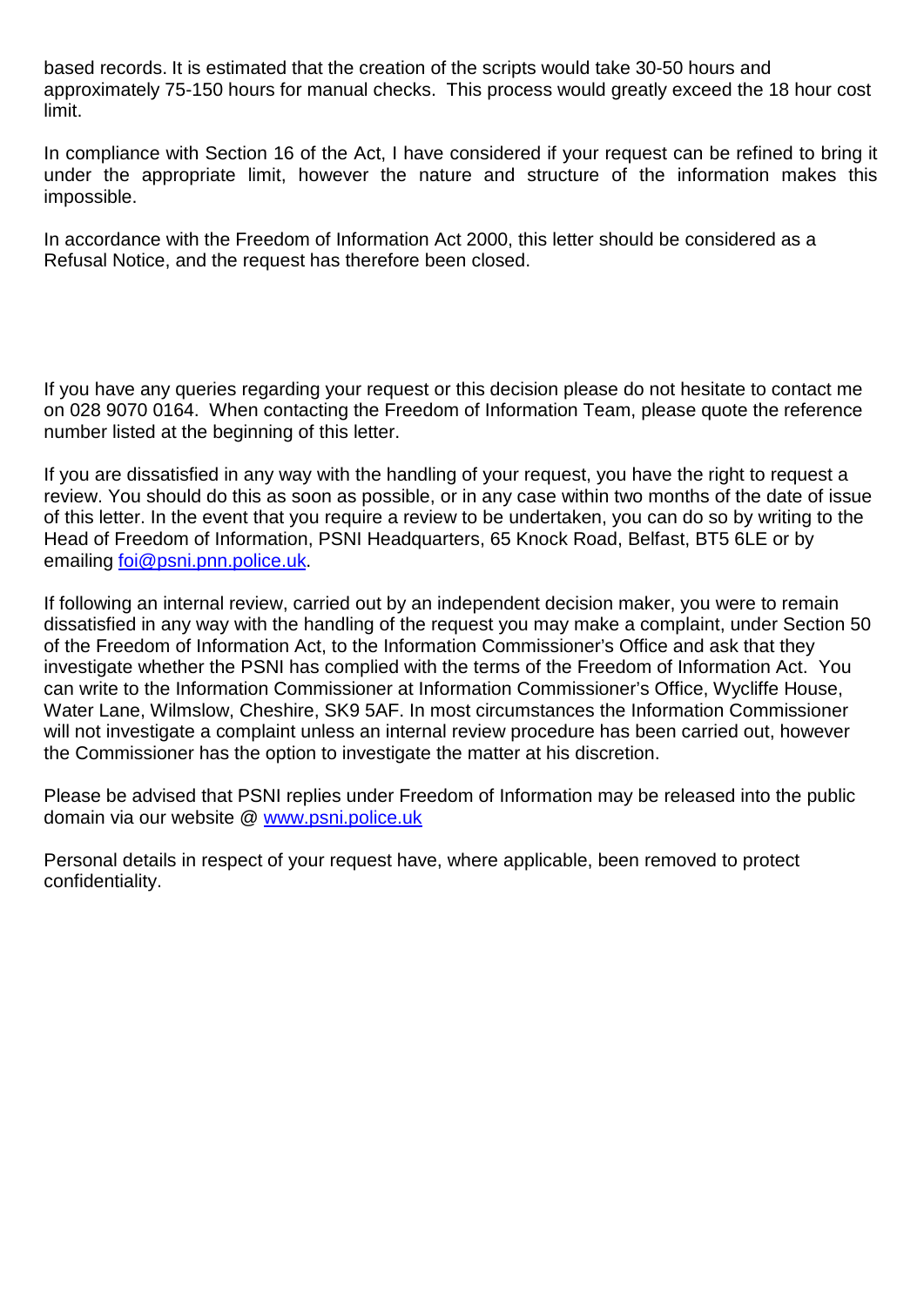based records. It is estimated that the creation of the scripts would take 30-50 hours and approximately 75-150 hours for manual checks. This process would greatly exceed the 18 hour cost limit.

In compliance with Section 16 of the Act, I have considered if your request can be refined to bring it under the appropriate limit, however the nature and structure of the information makes this impossible.

In accordance with the Freedom of Information Act 2000, this letter should be considered as a Refusal Notice, and the request has therefore been closed.

If you have any queries regarding your request or this decision please do not hesitate to contact me on 028 9070 0164. When contacting the Freedom of Information Team, please quote the reference number listed at the beginning of this letter.

If you are dissatisfied in any way with the handling of your request, you have the right to request a review. You should do this as soon as possible, or in any case within two months of the date of issue of this letter. In the event that you require a review to be undertaken, you can do so by writing to the Head of Freedom of Information, PSNI Headquarters, 65 Knock Road, Belfast, BT5 6LE or by emailing [foi@psni.pnn.police.uk](mailto:foi@psni.pnn.police.uk).

If following an internal review, carried out by an independent decision maker, you were to remain dissatisfied in any way with the handling of the request you may make a complaint, under Section 50 of the Freedom of Information Act, to the Information Commissioner's Office and ask that they investigate whether the PSNI has complied with the terms of the Freedom of Information Act. You can write to the Information Commissioner at Information Commissioner's Office, Wycliffe House, Water Lane, Wilmslow, Cheshire, SK9 5AF. In most circumstances the Information Commissioner will not investigate a complaint unless an internal review procedure has been carried out, however the Commissioner has the option to investigate the matter at his discretion.

Please be advised that PSNI replies under Freedom of Information may be released into the public domain via our website @ [www.psni.police.uk](http://www.psni.police.uk)

Personal details in respect of your request have, where applicable, been removed to protect confidentiality.